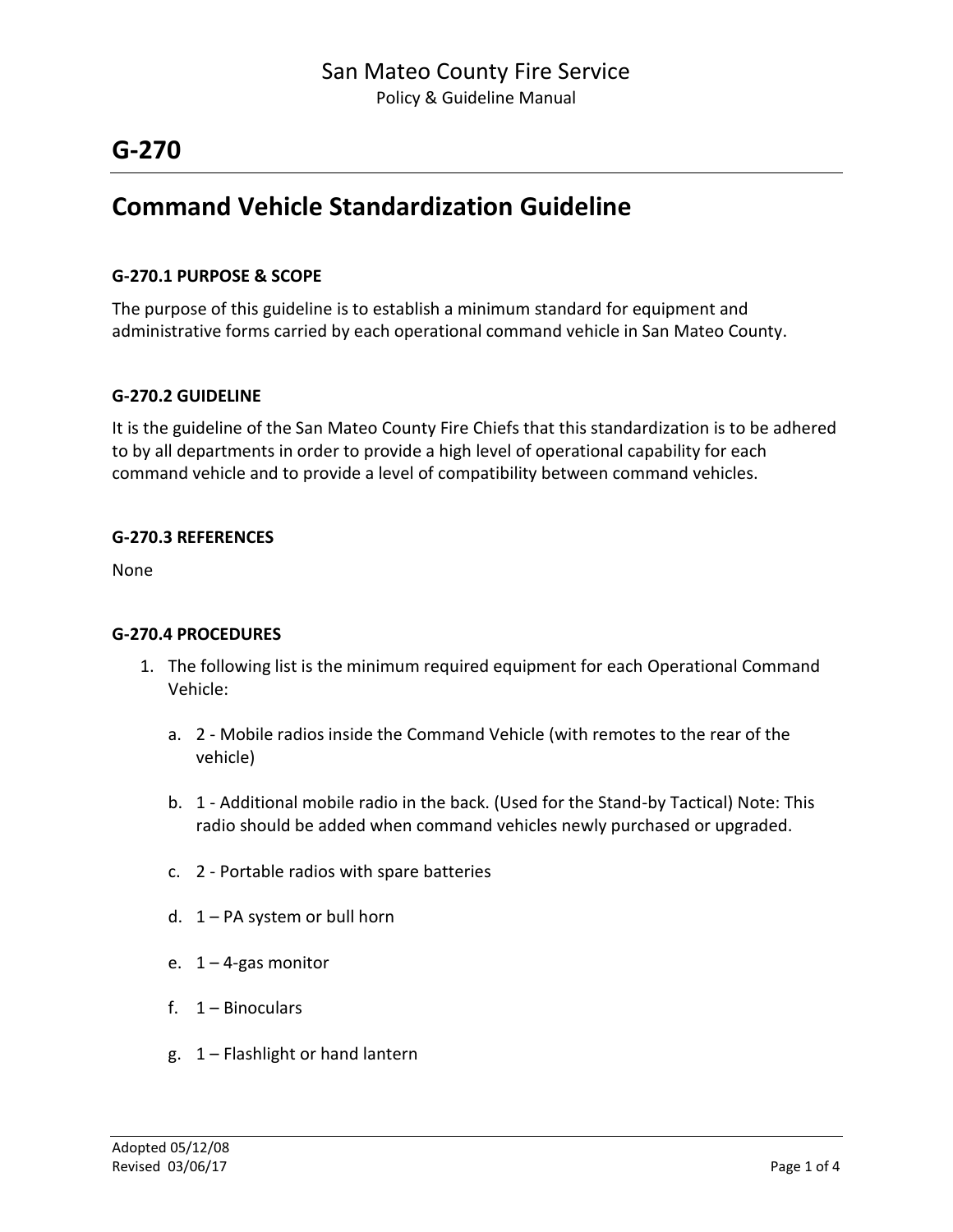# San Mateo County Fire Service

Policy & Guideline Manual

# G-270

## Command Vehicle Standardization Guideline

### G-270.1 PURPOSE & SCOPE

The purpose of this guideline is to establish a minimum standard for equipment and administrative forms carried by each operational command vehicle in San Mateo County.

### G-270.2 GUIDELINE

It is the guideline of the San Mateo County Fire Chiefs that this standardization is to be adhered to by all departments in order to provide a high level of operational capability for each command vehicle and to provide a level of compatibility between command vehicles.

### G-270.3 REFERENCES

None

### G-270.4 PROCEDURES

1. The following list is the minimum required equipment for each Operational Command Vehicle:

   a. 2 - Mobile radios inside the Command Vehicle (with remotes to the rear of the vehicle)

   b. 1 - Additional mobile radio in the back. (Used for the Stand-by Tactical) Note: This radio should be added when command vehicles newly purchased or upgraded.

   c. 2 - Portable radios with spare batteries

   d. 1 – PA system or bull horn

   e. 1 – 4-gas monitor

   f. 1 – Binoculars

   g. 1 – Flashlight or hand lantern

Adopted 05/12/08
Revised 03/06/17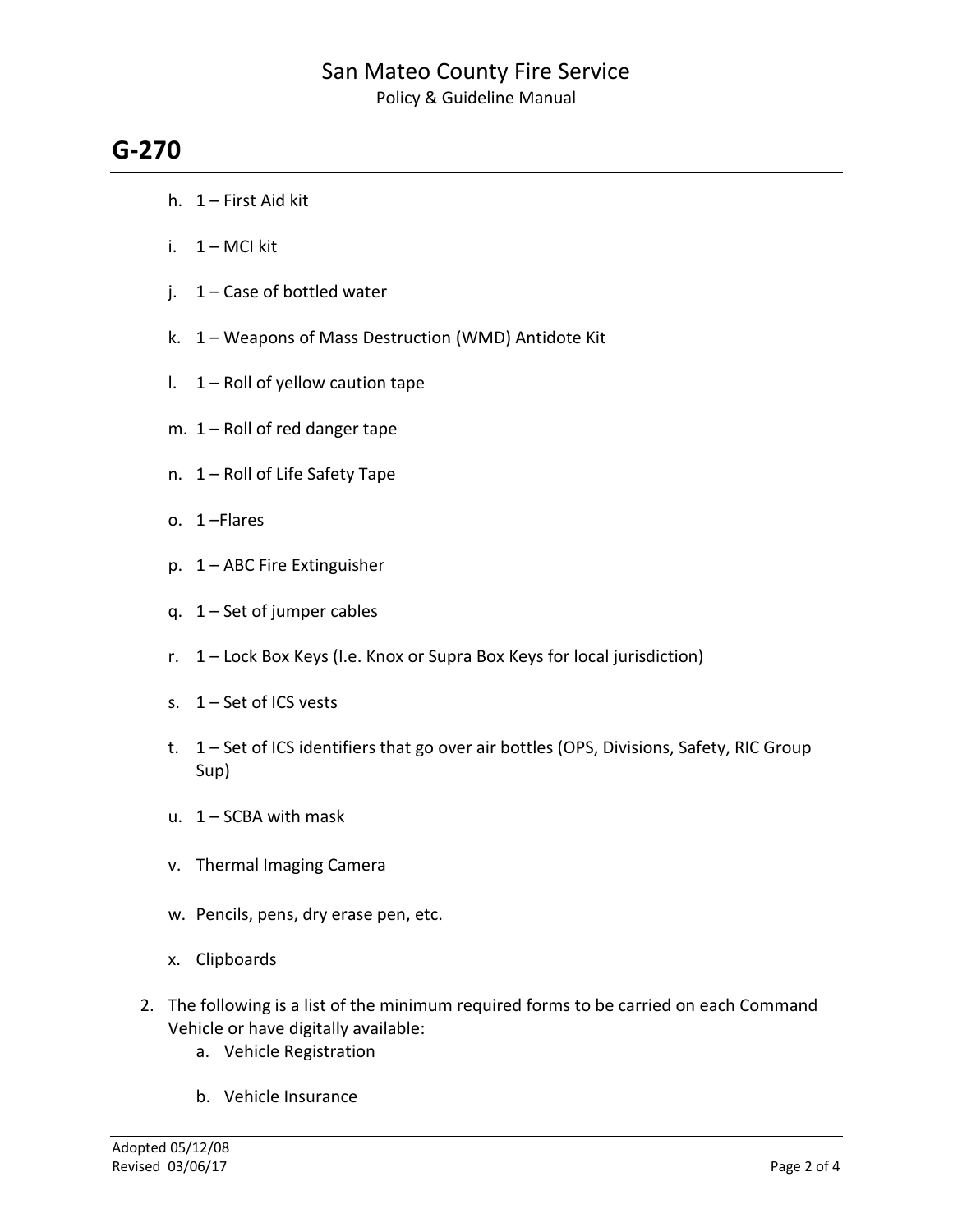# G-270

h. 1 – First Aid kit

i. 1 – MCI kit

j. 1 – Case of bottled water

k. 1 – Weapons of Mass Destruction (WMD) Antidote Kit

l. 1 – Roll of yellow caution tape

m. 1 – Roll of red danger tape

n. 1 – Roll of Life Safety Tape

o. 1 –Flares

p. 1 – ABC Fire Extinguisher

q. 1 – Set of jumper cables

r. 1 – Lock Box Keys (I.e. Knox or Supra Box Keys for local jurisdiction)

s. 1 – Set of ICS vests

t. 1 – Set of ICS identifiers that go over air bottles (OPS, Divisions, Safety, RIC Group Sup)

u. 1 – SCBA with mask

v. Thermal Imaging Camera

w. Pencils, pens, dry erase pen, etc.

x. Clipboards

2. The following is a list of the minimum required forms to be carried on each Command Vehicle or have digitally available:
   a. Vehicle Registration

   b. Vehicle Insurance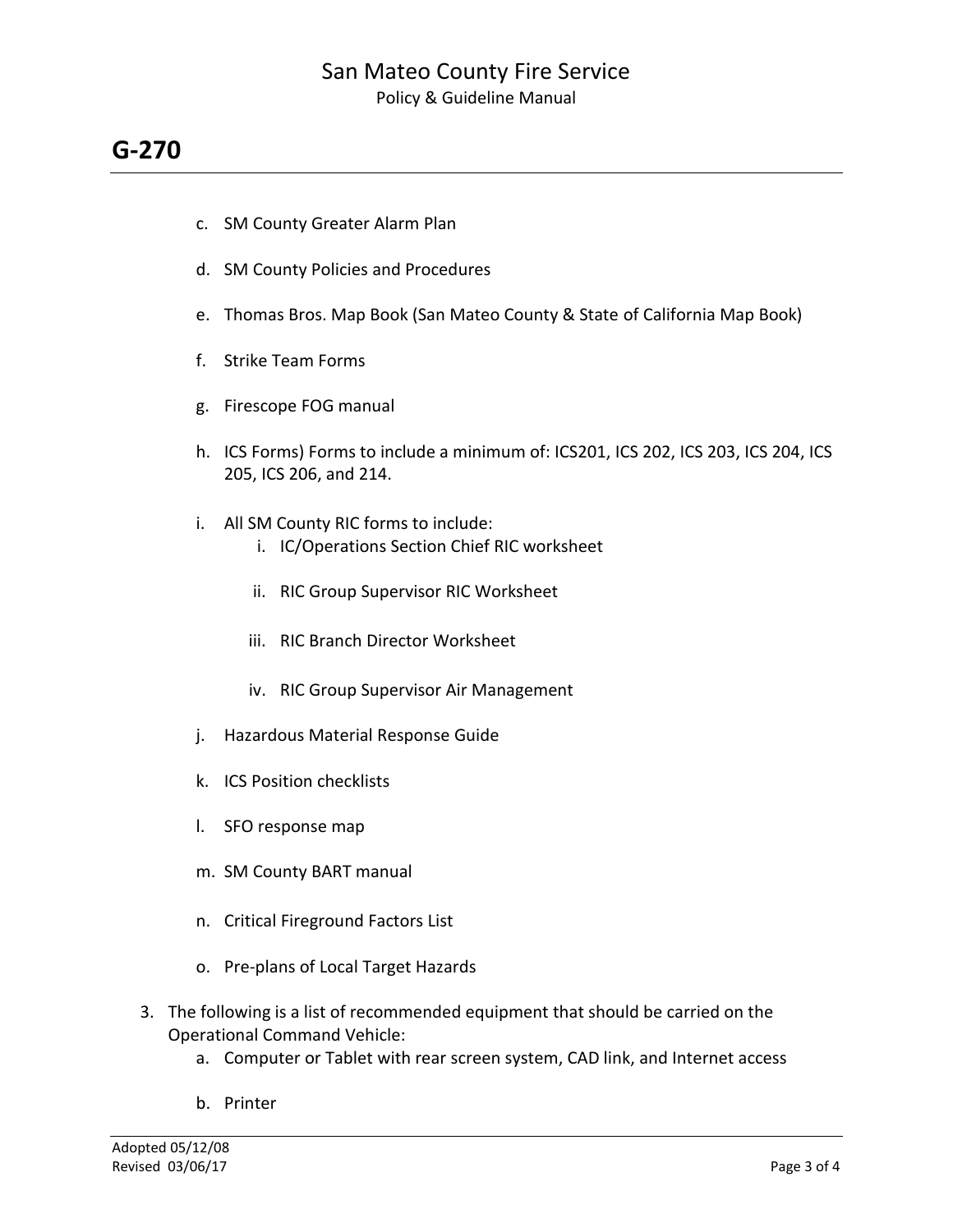c. SM County Greater Alarm Plan

d. SM County Policies and Procedures

e. Thomas Bros. Map Book (San Mateo County & State of California Map Book)

f. Strike Team Forms

g. Firescope FOG manual

h. ICS Forms) Forms to include a minimum of: ICS201, ICS 202, ICS 203, ICS 204, ICS 205, ICS 206, and 214.

i. All SM County RIC forms to include:
   i. IC/Operations Section Chief RIC worksheet

   ii. RIC Group Supervisor RIC Worksheet

   iii. RIC Branch Director Worksheet

   iv. RIC Group Supervisor Air Management

j. Hazardous Material Response Guide

k. ICS Position checklists

l. SFO response map

m. SM County BART manual

n. Critical Fireground Factors List

o. Pre-plans of Local Target Hazards

3. The following is a list of recommended equipment that should be carried on the Operational Command Vehicle:
   a. Computer or Tablet with rear screen system, CAD link, and Internet access

   b. Printer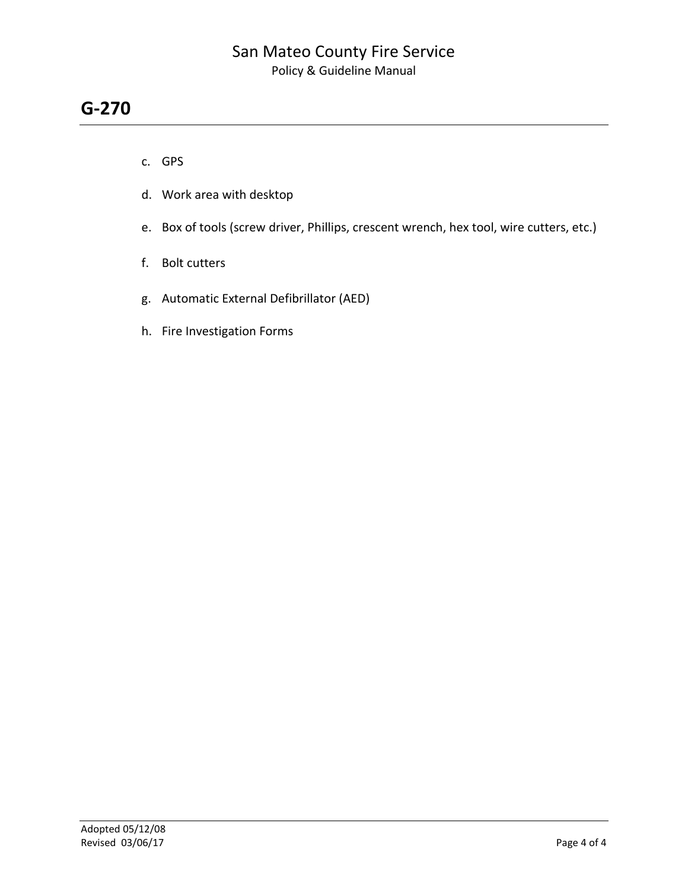c. GPS

d. Work area with desktop

e. Box of tools (screw driver, Phillips, crescent wrench, hex tool, wire cutters, etc.)

f. Bolt cutters

g. Automatic External Defibrillator (AED)

h. Fire Investigation Forms